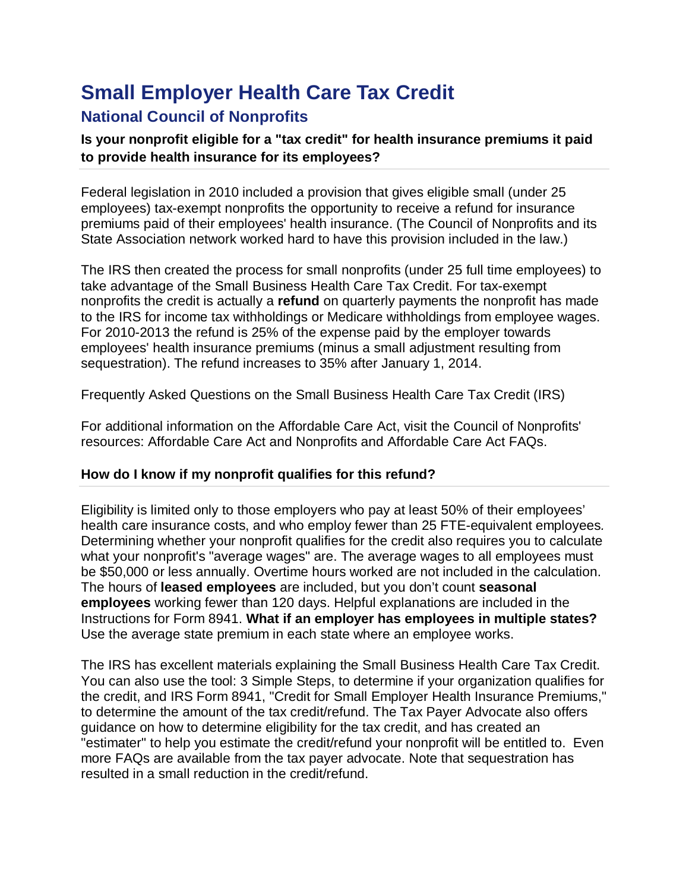# Small Employer Health Care Tax Credit

## National Council of Nonprofits

### Is your nonprofit eligible for a "tax credit" for health insurance premiums it paid to provide health insurance for its employees?

Federal legislation in 2010 included a provision that gives eligible small (under 25 employees) tax-exempt nonprofits the opportunity to receive a refund for insurance premiums paid of their employees' health insurance. (The Council of Nonprofits and its State Association network worked hard to have this provision included in the law.)

The IRS then created the process for small nonprofits (under 25 full time employees) to take advantage of the Small Business Health Care Tax Credit. For tax-exempt nonprofits the credit is actually a **refund** on quarterly payments the nonprofit has made to the IRS for income tax withholdings or Medicare withholdings from employee wages. For 2010-2013 the refund is 25% of the expense paid by the employer towards employees' health insurance premiums (minus a small adjustment resulting from sequestration). The refund increases to 35% after January 1, 2014.

Frequently Asked Questions on the Small Business Health Care Tax Credit (IRS)

For additional information on the Affordable Care Act, visit the Council of Nonprofits' resources: Affordable Care Act and Nonprofits and Affordable Care Act FAQs.

### How do I know if my nonprofit qualifies for this refund?

Eligibility is limited only to those employers who pay at least 50% of their employees' health care insurance costs, and who employ fewer than 25 FTE-equivalent employees. Determining whether your nonprofit qualifies for the credit also requires you to calculate what your nonprofit's "average wages" are. The average wages to all employees must be $50,000 or less annually. Overtime hours worked are not included in the calculation. The hours of **leased employees** are included, but you don't count **seasonal employees** working fewer than 120 days. Helpful explanations are included in the Instructions for Form 8941. **What if an employer has employees in multiple states?** Use the average state premium in each state where an employee works.

The IRS has excellent materials explaining the Small Business Health Care Tax Credit. You can also use the tool: 3 Simple Steps, to determine if your organization qualifies for the credit, and IRS Form 8941, "Credit for Small Employer Health Insurance Premiums," to determine the amount of the tax credit/refund. The Tax Payer Advocate also offers guidance on how to determine eligibility for the tax credit, and has created an "estimater" to help you estimate the credit/refund your nonprofit will be entitled to. Even more FAQs are available from the tax payer advocate. Note that sequestration has resulted in a small reduction in the credit/refund.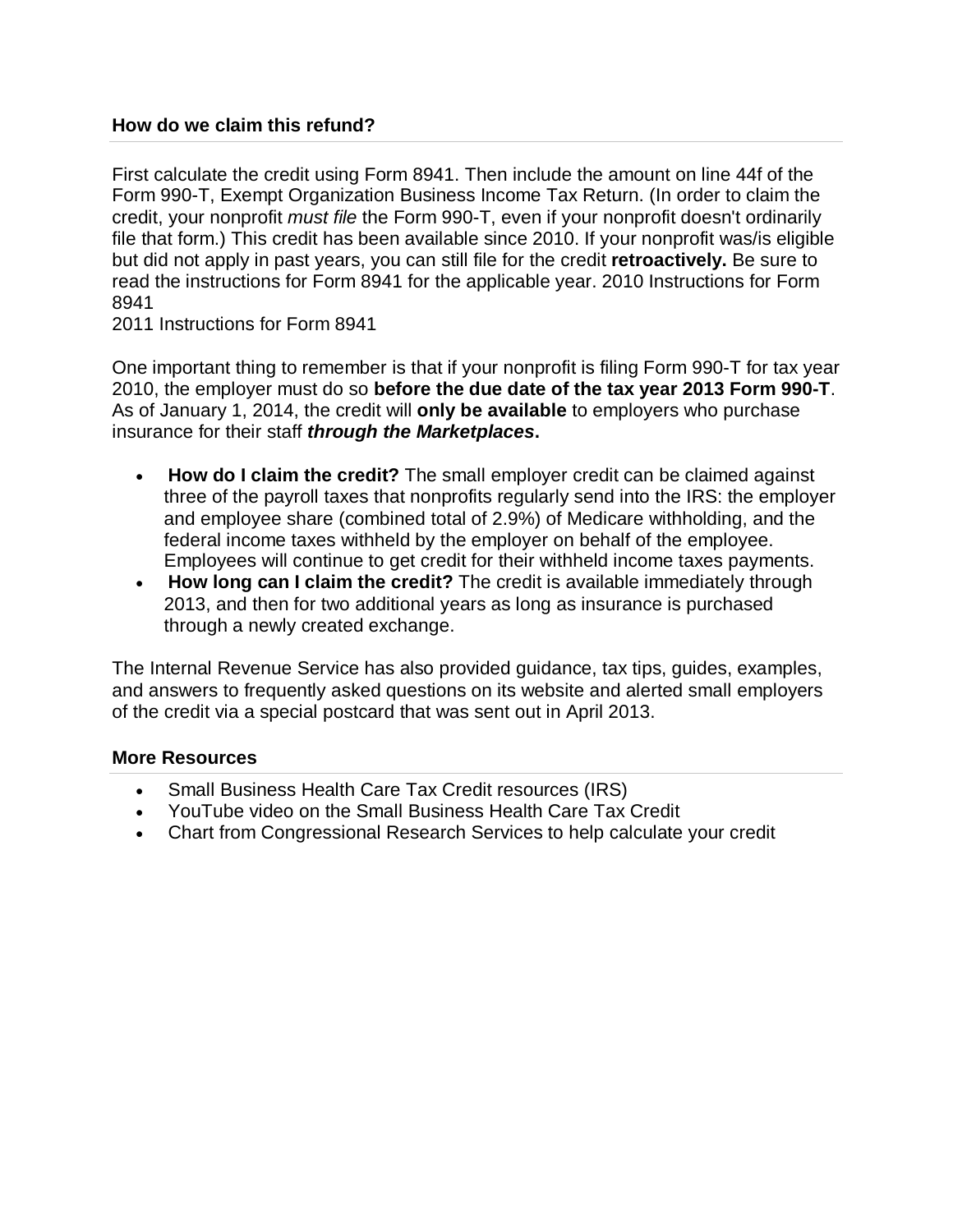### How do we claim this refund?

First calculate the credit using Form 8941. Then include the amount on line 44f of the Form 990-T, Exempt Organization Business Income Tax Return. (In order to claim the credit, your nonprofit *must file* the Form 990-T, even if your nonprofit doesn't ordinarily file that form.) This credit has been available since 2010. If your nonprofit was/is eligible but did not apply in past years, you can still file for the credit **retroactively.** Be sure to read the instructions for Form 8941 for the applicable year. 2010 Instructions for Form 8941
2011 Instructions for Form 8941

One important thing to remember is that if your nonprofit is filing Form 990-T for tax year 2010, the employer must do so **before the due date of the tax year 2013 Form 990-T**. As of January 1, 2014, the credit will **only be available** to employers who purchase insurance for their staff ***through the Marketplaces*.**

- **How do I claim the credit?** The small employer credit can be claimed against three of the payroll taxes that nonprofits regularly send into the IRS: the employer and employee share (combined total of 2.9%) of Medicare withholding, and the federal income taxes withheld by the employer on behalf of the employee. Employees will continue to get credit for their withheld income taxes payments.
- **How long can I claim the credit?** The credit is available immediately through 2013, and then for two additional years as long as insurance is purchased through a newly created exchange.

The Internal Revenue Service has also provided guidance, tax tips, guides, examples, and answers to frequently asked questions on its website and alerted small employers of the credit via a special postcard that was sent out in April 2013.

### More Resources

- Small Business Health Care Tax Credit resources (IRS)
- YouTube video on the Small Business Health Care Tax Credit
- Chart from Congressional Research Services to help calculate your credit